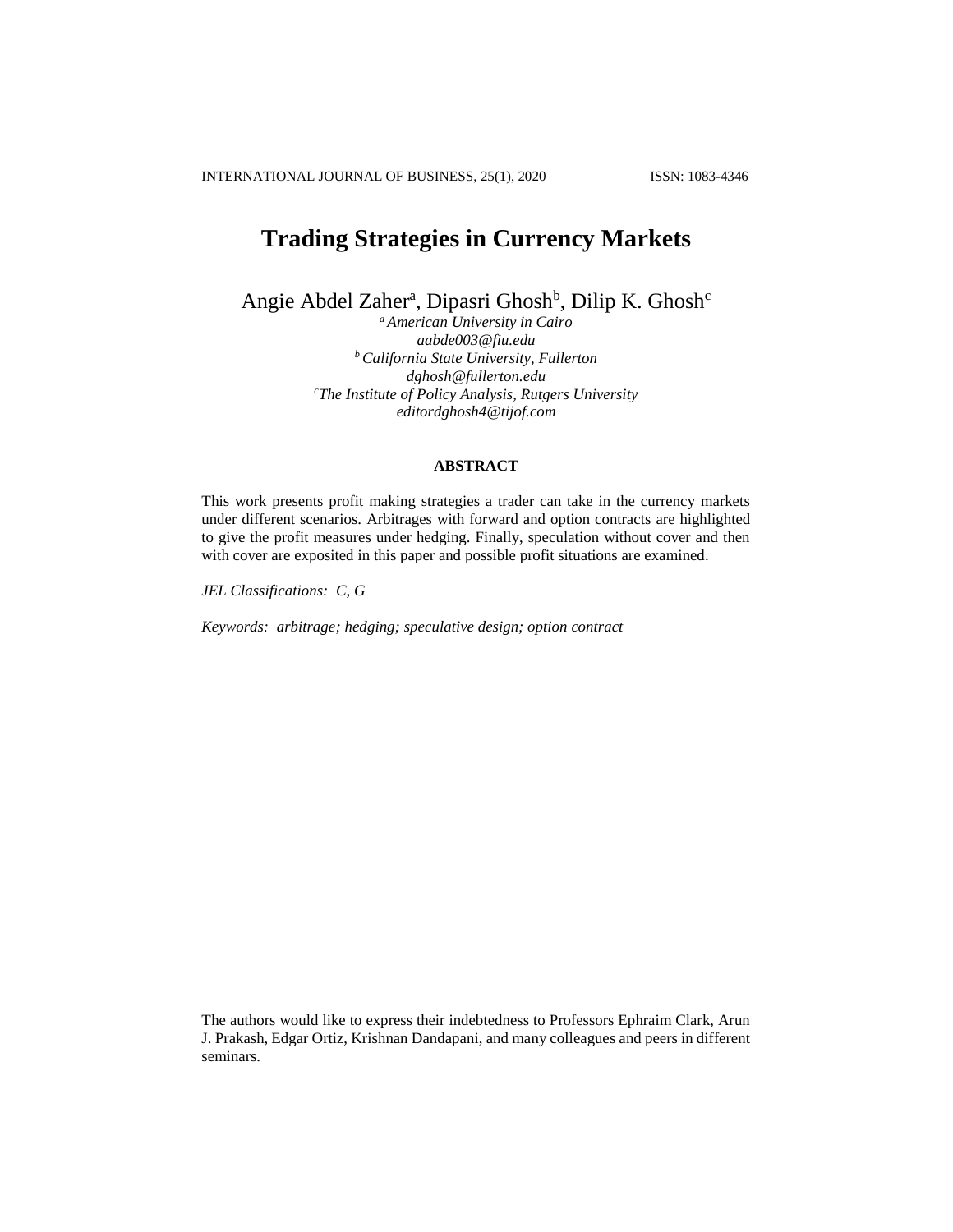# Trading Strategies in Currency Markets

Angie Abdel Zaher[a], Dipasri Ghosh[b], Dilip K. Ghosh[c]

[a] *American University in Cairo*
*aabde003@fiu.edu*
[b] *California State University, Fullerton*
*dghosh@fullerton.edu*
[c] *The Institute of Policy Analysis, Rutgers University*
*editordghosh4@tijof.com*

## ABSTRACT

This work presents profit making strategies a trader can take in the currency markets under different scenarios. Arbitrages with forward and option contracts are highlighted to give the profit measures under hedging. Finally, speculation without cover and then with cover are exposited in this paper and possible profit situations are examined.

*JEL Classifications: C, G*

*Keywords: arbitrage; hedging; speculative design; option contract*

The authors would like to express their indebtedness to Professors Ephraim Clark, Arun J. Prakash, Edgar Ortiz, Krishnan Dandapani, and many colleagues and peers in different seminars.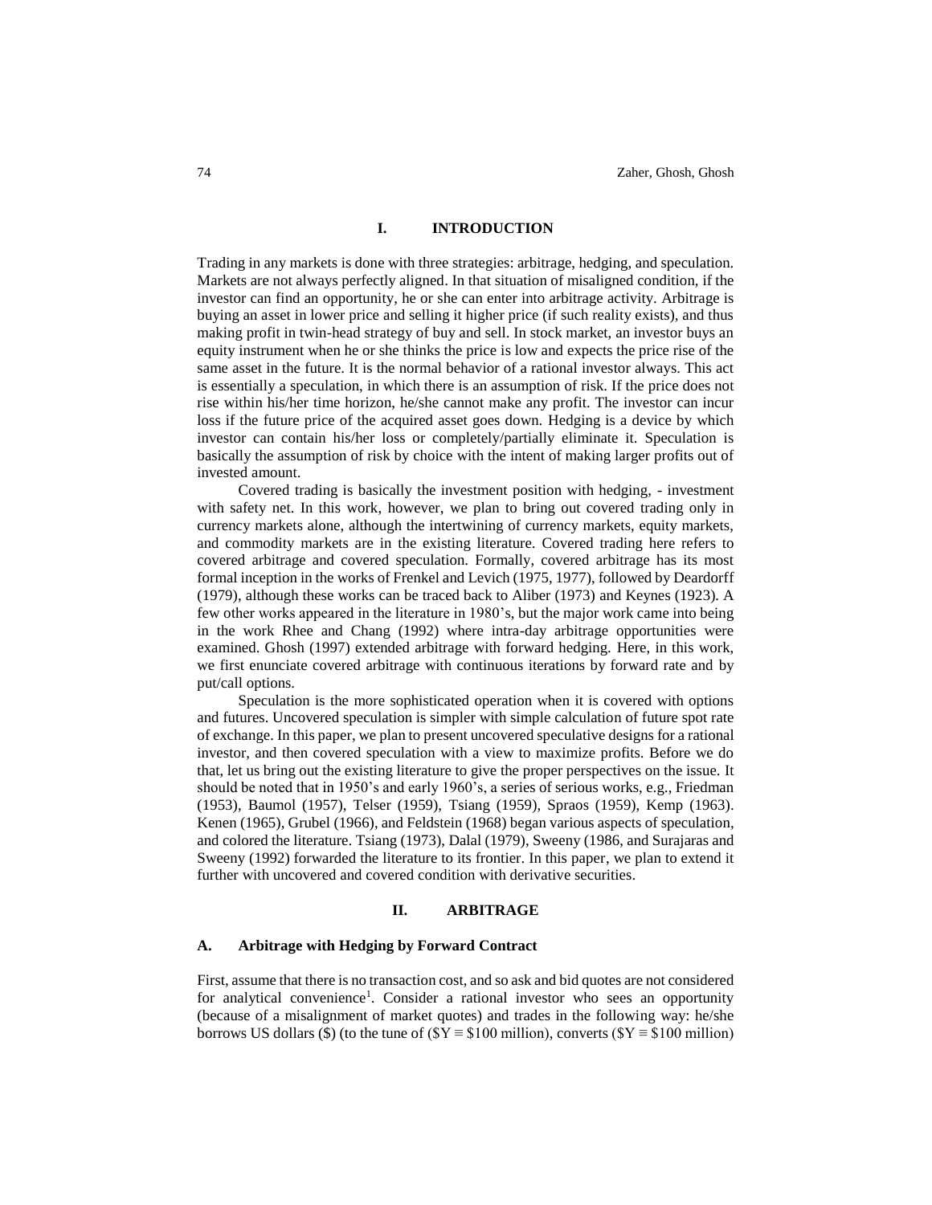## I. INTRODUCTION

Trading in any markets is done with three strategies: arbitrage, hedging, and speculation. Markets are not always perfectly aligned. In that situation of misaligned condition, if the investor can find an opportunity, he or she can enter into arbitrage activity. Arbitrage is buying an asset in lower price and selling it higher price (if such reality exists), and thus making profit in twin-head strategy of buy and sell. In stock market, an investor buys an equity instrument when he or she thinks the price is low and expects the price rise of the same asset in the future. It is the normal behavior of a rational investor always. This act is essentially a speculation, in which there is an assumption of risk. If the price does not rise within his/her time horizon, he/she cannot make any profit. The investor can incur loss if the future price of the acquired asset goes down. Hedging is a device by which investor can contain his/her loss or completely/partially eliminate it. Speculation is basically the assumption of risk by choice with the intent of making larger profits out of invested amount.

Covered trading is basically the investment position with hedging, - investment with safety net. In this work, however, we plan to bring out covered trading only in currency markets alone, although the intertwining of currency markets, equity markets, and commodity markets are in the existing literature. Covered trading here refers to covered arbitrage and covered speculation. Formally, covered arbitrage has its most formal inception in the works of Frenkel and Levich (1975, 1977), followed by Deardorff (1979), although these works can be traced back to Aliber (1973) and Keynes (1923). A few other works appeared in the literature in 1980's, but the major work came into being in the work Rhee and Chang (1992) where intra-day arbitrage opportunities were examined. Ghosh (1997) extended arbitrage with forward hedging. Here, in this work, we first enunciate covered arbitrage with continuous iterations by forward rate and by put/call options.

Speculation is the more sophisticated operation when it is covered with options and futures. Uncovered speculation is simpler with simple calculation of future spot rate of exchange. In this paper, we plan to present uncovered speculative designs for a rational investor, and then covered speculation with a view to maximize profits. Before we do that, let us bring out the existing literature to give the proper perspectives on the issue. It should be noted that in 1950's and early 1960's, a series of serious works, e.g., Friedman (1953), Baumol (1957), Telser (1959), Tsiang (1959), Spraos (1959), Kemp (1963). Kenen (1965), Grubel (1966), and Feldstein (1968) began various aspects of speculation, and colored the literature. Tsiang (1973), Dalal (1979), Sweeny (1986, and Surajaras and Sweeny (1992) forwarded the literature to its frontier. In this paper, we plan to extend it further with uncovered and covered condition with derivative securities.

## II. ARBITRAGE

### A. Arbitrage with Hedging by Forward Contract

First, assume that there is no transaction cost, and so ask and bid quotes are not considered for analytical convenience[1]. Consider a rational investor who sees an opportunity (because of a misalignment of market quotes) and trades in the following way: he/she borrows US dollars ($) (to the tune of ($Y ≡ $100 million), converts ($Y ≡ $100 million)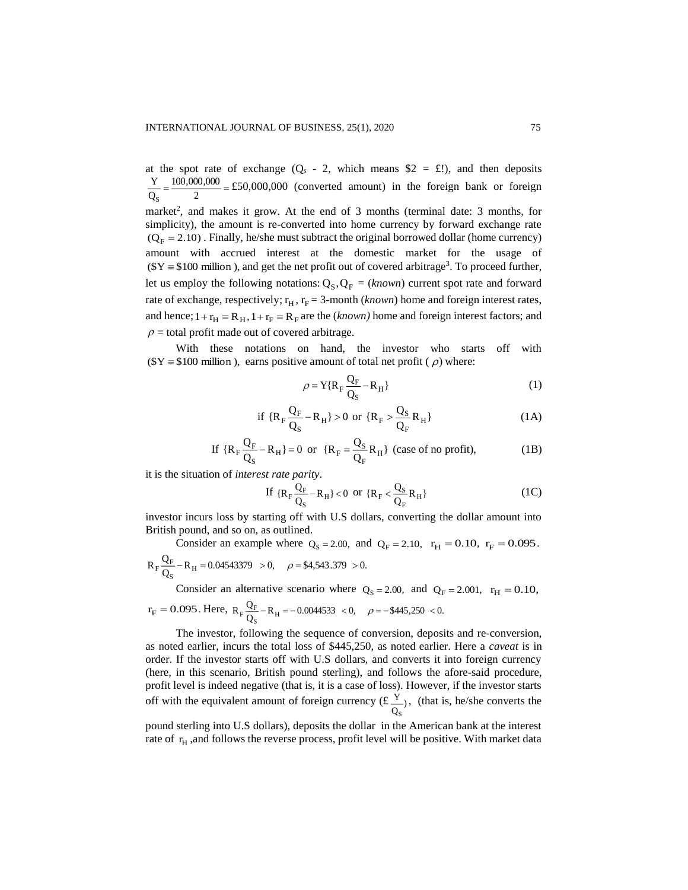at the spot rate of exchange ($Q_s$ - 2, which means \$2 = £!), and then deposits $\frac{Y}{Q_S} = \frac{100{,}000{,}000}{2} = £50{,}000{,}000$ (converted amount) in the foreign bank or foreign market[2], and makes it grow. At the end of 3 months (terminal date: 3 months, for simplicity), the amount is re-converted into home currency by forward exchange rate $(Q_F = 2.10)$. Finally, he/she must subtract the original borrowed dollar (home currency) amount with accrued interest at the domestic market for the usage of $(\$Y \equiv \$100 \text{ million})$, and get the net profit out of covered arbitrage[3]. To proceed further, let us employ the following notations: $Q_S, Q_F$ = (*known*) current spot rate and forward rate of exchange, respectively; $r_H$, $r_F$ = 3-month (*known*) home and foreign interest rates, and hence; $1 + r_H \equiv R_H, 1 + r_F \equiv R_F$ are the (*known)* home and foreign interest factors; and $\rho$ = total profit made out of covered arbitrage.

With these notations on hand, the investor who starts off with $(\$Y \equiv \$100 \text{ million})$, earns positive amount of total net profit ($\rho$) where:

$$\rho = Y\{R_F \frac{Q_F}{Q_S} - R_H\} \tag{1}$$

$$\text{if } \{R_F \frac{Q_F}{Q_S} - R_H\} > 0 \text{ or } \{R_F > \frac{Q_S}{Q_F} R_H\} \tag{1A}$$

$$\text{If } \{R_F \frac{Q_F}{Q_S} - R_H\} = 0 \text{ or } \{R_F = \frac{Q_S}{Q_F} R_H\} \text{ (case of no profit),} \tag{1B}$$

it is the situation of *interest rate parity*.

$$\text{If } \{R_F \frac{Q_F}{Q_S} - R_H\} < 0 \text{ or } \{R_F < \frac{Q_S}{Q_F} R_H\} \tag{1C}$$

investor incurs loss by starting off with U.S dollars, converting the dollar amount into British pound, and so on, as outlined.

Consider an example where $Q_S = 2.00$, and $Q_F = 2.10$, $r_H = 0.10$, $r_F = 0.095$. $R_F \frac{Q_F}{Q_S} - R_H = 0.04543379 > 0$, $\rho = \$4{,}543.379 > 0$.

Consider an alternative scenario where $Q_S = 2.00$, and $Q_F = 2.001$, $r_H = 0.10$, $r_F = 0.095$. Here, $R_F \frac{Q_F}{Q_S} - R_H = -0.0044533 < 0$, $\rho = -\$445{,}250 < 0$.

The investor, following the sequence of conversion, deposits and re-conversion, as noted earlier, incurs the total loss of \$445,250, as noted earlier. Here a *caveat* is in order. If the investor starts off with U.S dollars, and converts it into foreign currency (here, in this scenario, British pound sterling), and follows the afore-said procedure, profit level is indeed negative (that is, it is a case of loss). However, if the investor starts off with the equivalent amount of foreign currency ($£\frac{Y}{Q_S}$), (that is, he/she converts the pound sterling into U.S dollars), deposits the dollar in the American bank at the interest rate of $r_H$, and follows the reverse process, profit level will be positive. With market data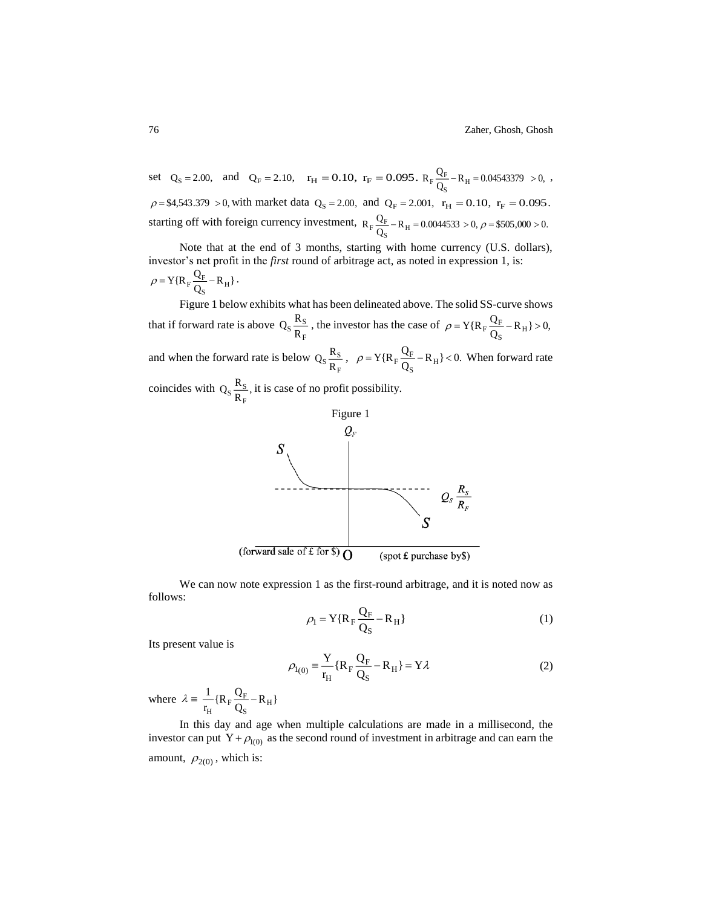set $Q_S = 2.00,$ and $Q_F = 2.10,$ $r_H = 0.10,$ $r_F = 0.095.$ $R_F \frac{Q_F}{Q_S} - R_H = 0.04543379 > 0,$ , $\rho = \$4{,}543.379 > 0,$ with market data $Q_S = 2.00,$ and $Q_F = 2.001,$ $r_H = 0.10,$ $r_F = 0.095.$ starting off with foreign currency investment, $R_F \frac{Q_F}{Q_S} - R_H = 0.0044533 > 0, \rho = \$505{,}000 > 0.$

Note that at the end of 3 months, starting with home currency (U.S. dollars), investor's net profit in the *first* round of arbitrage act, as noted in expression 1, is: $\rho = Y\{R_F \frac{Q_F}{Q_S} - R_H\}.$

Figure 1 below exhibits what has been delineated above. The solid SS-curve shows that if forward rate is above $Q_S \frac{R_S}{R_F}$, the investor has the case of $\rho = Y\{R_F \frac{Q_F}{Q_S} - R_H\} > 0,$ and when the forward rate is below $Q_S \frac{R_S}{R_F}$, $\rho = Y\{R_F \frac{Q_F}{Q_S} - R_H\} < 0.$ When forward rate coincides with $Q_S \frac{R_S}{R_F}$, it is case of no profit possibility.

Figure 1

We can now note expression 1 as the first-round arbitrage, and it is noted now as follows:

$$\rho_1 = Y\{R_F \frac{Q_F}{Q_S} - R_H\} \tag{1}$$

Its present value is

$$\rho_{1(0)} \equiv \frac{Y}{r_H}\{R_F \frac{Q_F}{Q_S} - R_H\} = Y\lambda \tag{2}$$

where $\lambda \equiv \frac{1}{r_H}\{R_F \frac{Q_F}{Q_S} - R_H\}$

In this day and age when multiple calculations are made in a millisecond, the investor can put $Y + \rho_{1(0)}$ as the second round of investment in arbitrage and can earn the amount, $\rho_{2(0)}$, which is: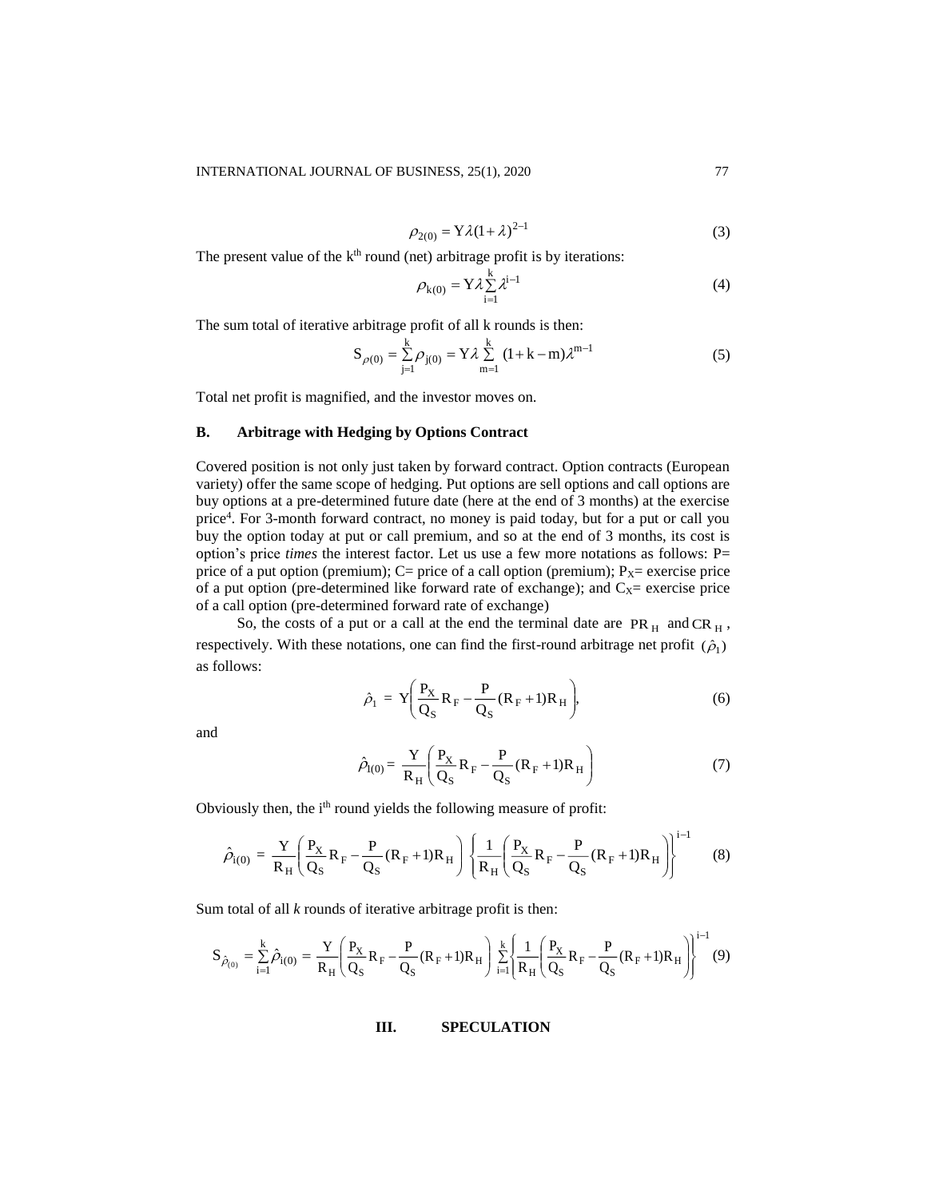$$\rho_{2(0)} = \mathrm{Y}\lambda(1+\lambda)^{2-1} \tag{3}$$

The present value of the k[th] round (net) arbitrage profit is by iterations:

$$\rho_{k(0)} = \mathrm{Y}\lambda\sum_{i=1}^{k}\lambda^{i-1} \tag{4}$$

The sum total of iterative arbitrage profit of all k rounds is then:

$$\mathrm{S}_{\rho(0)} = \sum_{j=1}^{k}\rho_{j(0)} = \mathrm{Y}\lambda\sum_{m=1}^{k}(1+k-m)\lambda^{m-1} \tag{5}$$

Total net profit is magnified, and the investor moves on.

## B. Arbitrage with Hedging by Options Contract

Covered position is not only just taken by forward contract. Option contracts (European variety) offer the same scope of hedging. Put options are sell options and call options are buy options at a pre-determined future date (here at the end of 3 months) at the exercise price[4]. For 3-month forward contract, no money is paid today, but for a put or call you buy the option today at put or call premium, and so at the end of 3 months, its cost is option's price *times* the interest factor. Let us use a few more notations as follows: P= price of a put option (premium); C= price of a call option (premium); $P_X$= exercise price of a put option (pre-determined like forward rate of exchange); and $C_X$= exercise price of a call option (pre-determined forward rate of exchange)

So, the costs of a put or a call at the end the terminal date are $PR_H$ and $CR_H$, respectively. With these notations, one can find the first-round arbitrage net profit $(\hat{\rho}_1)$ as follows:

$$\hat{\rho}_1 = \mathrm{Y}\left(\frac{P_X}{Q_S}R_F - \frac{P}{Q_S}(R_F+1)R_H\right), \tag{6}$$

and

$$\hat{\rho}_{1(0)} = \frac{\mathrm{Y}}{R_H}\left(\frac{P_X}{Q_S}R_F - \frac{P}{Q_S}(R_F+1)R_H\right) \tag{7}$$

Obviously then, the i[th] round yields the following measure of profit:

$$\hat{\rho}_{i(0)} = \frac{\mathrm{Y}}{R_H}\left(\frac{P_X}{Q_S}R_F - \frac{P}{Q_S}(R_F+1)R_H\right)\left\{\frac{1}{R_H}\left(\frac{P_X}{Q_S}R_F - \frac{P}{Q_S}(R_F+1)R_H\right)\right\}^{i-1} \tag{8}$$

Sum total of all *k* rounds of iterative arbitrage profit is then:

$$\mathrm{S}_{\hat{\rho}_{(0)}} = \sum_{i=1}^{k}\hat{\rho}_{i(0)} = \frac{\mathrm{Y}}{R_H}\left(\frac{P_X}{Q_S}R_F - \frac{P}{Q_S}(R_F+1)R_H\right)\sum_{i=1}^{k}\left\{\frac{1}{R_H}\left(\frac{P_X}{Q_S}R_F - \frac{P}{Q_S}(R_F+1)R_H\right)\right\}^{i-1} \tag{9}$$

# III. SPECULATION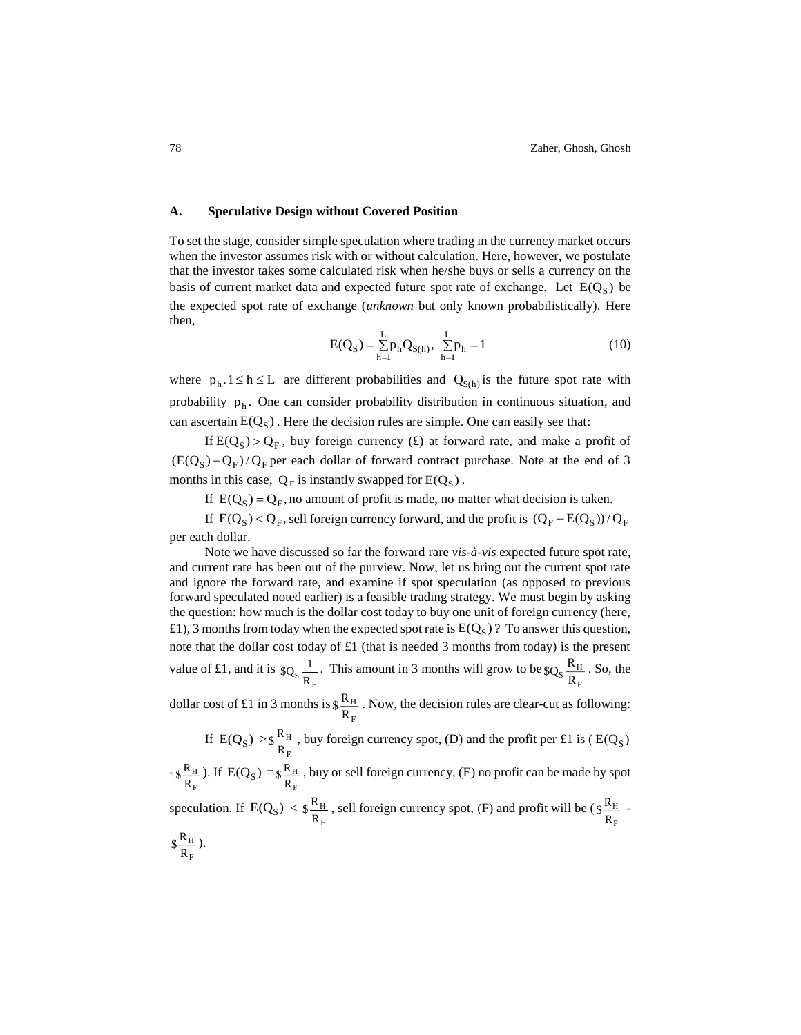### A. Speculative Design without Covered Position

To set the stage, consider simple speculation where trading in the currency market occurs when the investor assumes risk with or without calculation. Here, however, we postulate that the investor takes some calculated risk when he/she buys or sells a currency on the basis of current market data and expected future spot rate of exchange. Let $E(Q_S)$ be the expected spot rate of exchange (*unknown* but only known probabilistically). Here then,

$$E(Q_S) = \sum_{h=1}^{L} p_h Q_{S(h)}, \ \sum_{h=1}^{L} p_h = 1 \tag{10}$$

where $p_h. 1 \le h \le L$ are different probabilities and $Q_{S(h)}$ is the future spot rate with probability $p_h$. One can consider probability distribution in continuous situation, and can ascertain $E(Q_S)$. Here the decision rules are simple. One can easily see that:

If $E(Q_S) > Q_F$, buy foreign currency (£) at forward rate, and make a profit of $(E(Q_S) - Q_F)/Q_F$ per each dollar of forward contract purchase. Note at the end of 3 months in this case, $Q_F$ is instantly swapped for $E(Q_S)$.

If $E(Q_S) = Q_F$, no amount of profit is made, no matter what decision is taken.

If $E(Q_S) < Q_F$, sell foreign currency forward, and the profit is $(Q_F - E(Q_S))/Q_F$ per each dollar.

Note we have discussed so far the forward rare *vis-à-vis* expected future spot rate, and current rate has been out of the purview. Now, let us bring out the current spot rate and ignore the forward rate, and examine if spot speculation (as opposed to previous forward speculated noted earlier) is a feasible trading strategy. We must begin by asking the question: how much is the dollar cost today to buy one unit of foreign currency (here, £1), 3 months from today when the expected spot rate is $E(Q_S)$? To answer this question, note that the dollar cost today of £1 (that is needed 3 months from today) is the present value of £1, and it is $\$Q_S \frac{1}{R_F}$. This amount in 3 months will grow to be $\$Q_S \frac{R_H}{R_F}$. So, the dollar cost of £1 in 3 months is $\$\frac{R_H}{R_F}$. Now, the decision rules are clear-cut as following:

If $E(Q_S) > \$\frac{R_H}{R_F}$, buy foreign currency spot, (D) and the profit per £1 is ( $E(Q_S)$ - $\$\frac{R_H}{R_F}$ ). If $E(Q_S) = \$\frac{R_H}{R_F}$, buy or sell foreign currency, (E) no profit can be made by spot speculation. If $E(Q_S) < \$\frac{R_H}{R_F}$, sell foreign currency spot, (F) and profit will be ( $\$\frac{R_H}{R_F}$ - $\$\frac{R_H}{R_F}$ ).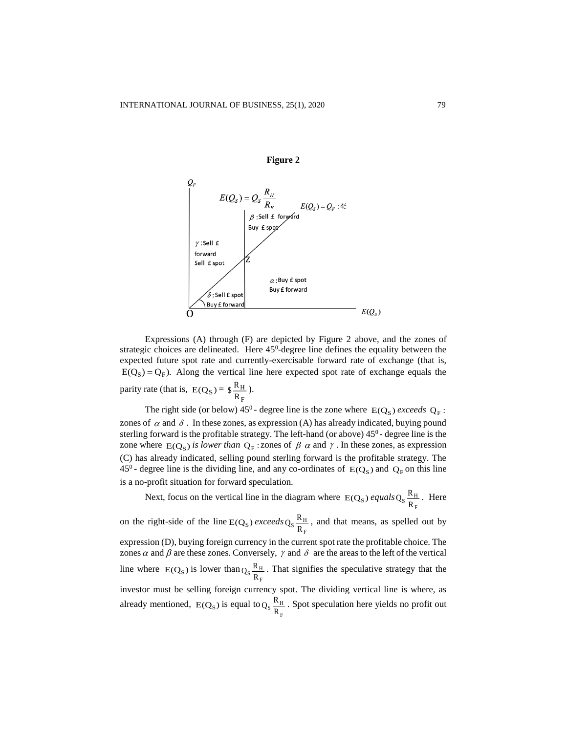**Figure 2**

Expressions (A) through (F) are depicted by Figure 2 above, and the zones of strategic choices are delineated. Here $45^0$-degree line defines the equality between the expected future spot rate and currently-exercisable forward rate of exchange (that is, $E(Q_S) = Q_F$). Along the vertical line here expected spot rate of exchange equals the parity rate (that is, $E(Q_S) = \$\frac{R_H}{R_F}$).

The right side (or below) $45^0$ - degree line is the zone where $E(Q_S)$ *exceeds* $Q_F$ : zones of $\alpha$ and $\delta$ . In these zones, as expression (A) has already indicated, buying pound sterling forward is the profitable strategy. The left-hand (or above) $45^0$ - degree line is the zone where $E(Q_S)$ *is lower than* $Q_F$ : zones of $\beta$ $\alpha$ and $\gamma$ . In these zones, as expression (C) has already indicated, selling pound sterling forward is the profitable strategy. The $45^0$ - degree line is the dividing line, and any co-ordinates of $E(Q_S)$ and $Q_F$ on this line is a no-profit situation for forward speculation.

Next, focus on the vertical line in the diagram where $E(Q_S)$ *equals* $Q_S\frac{R_H}{R_F}$ . Here on the right-side of the line $E(Q_S)$ *exceeds* $Q_S\frac{R_H}{R_F}$ , and that means, as spelled out by expression (D), buying foreign currency in the current spot rate the profitable choice. The zones $\alpha$ and $\beta$ are these zones. Conversely, $\gamma$ and $\delta$ are the areas to the left of the vertical line where $E(Q_S)$ is lower than $Q_S\frac{R_H}{R_F}$ . That signifies the speculative strategy that the investor must be selling foreign currency spot. The dividing vertical line is where, as already mentioned, $E(Q_S)$ is equal to $Q_S\frac{R_H}{R_F}$ . Spot speculation here yields no profit out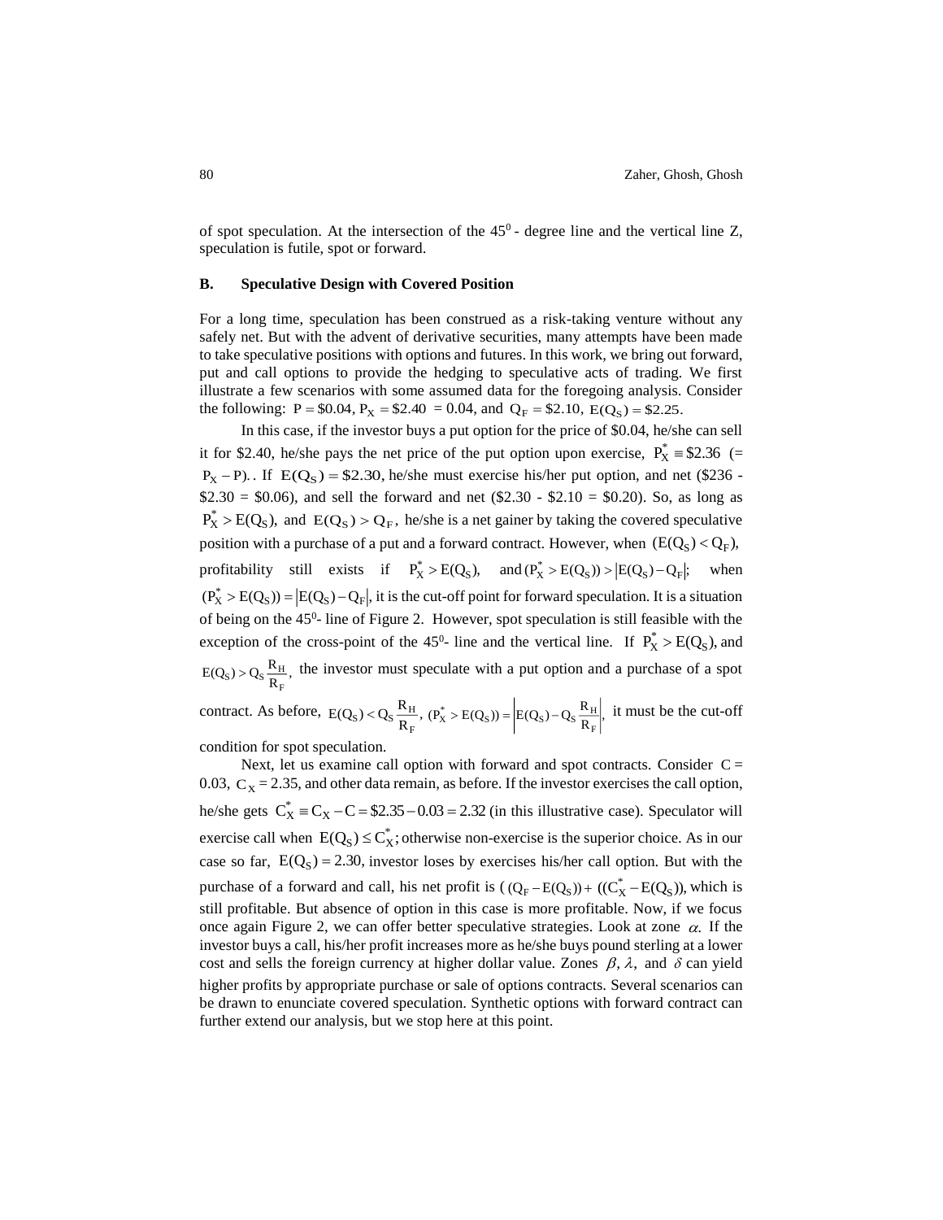of spot speculation. At the intersection of the $45^0$ - degree line and the vertical line Z, speculation is futile, spot or forward.

## B. Speculative Design with Covered Position

For a long time, speculation has been construed as a risk-taking venture without any safely net. But with the advent of derivative securities, many attempts have been made to take speculative positions with options and futures. In this work, we bring out forward, put and call options to provide the hedging to speculative acts of trading. We first illustrate a few scenarios with some assumed data for the foregoing analysis. Consider the following: $P = \$0.04$, $P_X = \$2.40$ = 0.04, and $Q_F = \$2.10$, $E(Q_S) = \$2.25$.

In this case, if the investor buys a put option for the price of \$0.04, he/she can sell it for \$2.40, he/she pays the net price of the put option upon exercise, $P_X^* \equiv \$2.36$ (= $P_X - P$). . If $E(Q_S) = \$2.30$, he/she must exercise his/her put option, and net (\$236 - \$2.30 = \$0.06), and sell the forward and net (\$2.30 - \$2.10 = \$0.20). So, as long as $P_X^* > E(Q_S)$, and $E(Q_S) > Q_F$, he/she is a net gainer by taking the covered speculative position with a purchase of a put and a forward contract. However, when $(E(Q_S) < Q_F)$, profitability still exists if $P_X^* > E(Q_S)$, and $(P_X^* > E(Q_S)) > |E(Q_S) - Q_F|$; when $(P_X^* > E(Q_S)) = |E(Q_S) - Q_F|$, it is the cut-off point for forward speculation. It is a situation of being on the $45^0$- line of Figure 2. However, spot speculation is still feasible with the exception of the cross-point of the $45^0$- line and the vertical line. If $P_X^* > E(Q_S)$, and $E(Q_S) > Q_S \frac{R_H}{R_F}$, the investor must speculate with a put option and a purchase of a spot contract. As before, $E(Q_S) < Q_S \frac{R_H}{R_F}$, $(P_X^* > E(Q_S)) = \left|E(Q_S) - Q_S \frac{R_H}{R_F}\right|$, it must be the cut-off condition for spot speculation.

Next, let us examine call option with forward and spot contracts. Consider $C$ = 0.03, $C_X$ = 2.35, and other data remain, as before. If the investor exercises the call option, he/she gets $C_X^* \equiv C_X - C = \$2.35 - 0.03 = 2.32$ (in this illustrative case). Speculator will exercise call when $E(Q_S) \le C_X^*$; otherwise non-exercise is the superior choice. As in our case so far, $E(Q_S) = 2.30$, investor loses by exercises his/her call option. But with the purchase of a forward and call, his net profit is ( $(Q_F - E(Q_S)) + ((C_X^* - E(Q_S))$, which is still profitable. But absence of option in this case is more profitable. Now, if we focus once again Figure 2, we can offer better speculative strategies. Look at zone $\alpha$. If the investor buys a call, his/her profit increases more as he/she buys pound sterling at a lower cost and sells the foreign currency at higher dollar value. Zones $\beta$, $\lambda$, and $\delta$ can yield higher profits by appropriate purchase or sale of options contracts. Several scenarios can be drawn to enunciate covered speculation. Synthetic options with forward contract can further extend our analysis, but we stop here at this point.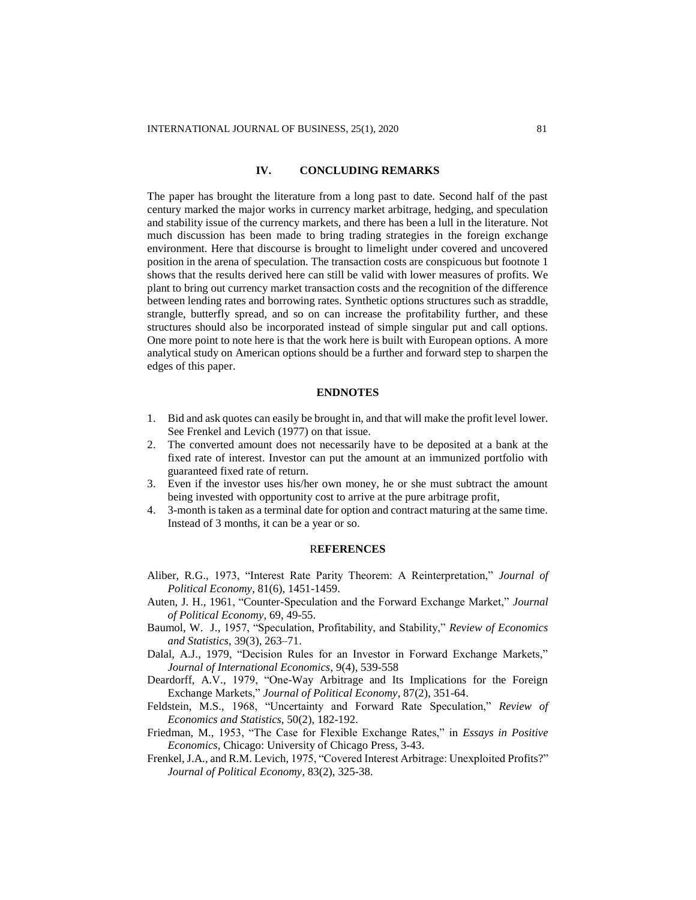## IV. CONCLUDING REMARKS

The paper has brought the literature from a long past to date. Second half of the past century marked the major works in currency market arbitrage, hedging, and speculation and stability issue of the currency markets, and there has been a lull in the literature. Not much discussion has been made to bring trading strategies in the foreign exchange environment. Here that discourse is brought to limelight under covered and uncovered position in the arena of speculation. The transaction costs are conspicuous but footnote 1 shows that the results derived here can still be valid with lower measures of profits. We plant to bring out currency market transaction costs and the recognition of the difference between lending rates and borrowing rates. Synthetic options structures such as straddle, strangle, butterfly spread, and so on can increase the profitability further, and these structures should also be incorporated instead of simple singular put and call options. One more point to note here is that the work here is built with European options. A more analytical study on American options should be a further and forward step to sharpen the edges of this paper.

## ENDNOTES

1. Bid and ask quotes can easily be brought in, and that will make the profit level lower. See Frenkel and Levich (1977) on that issue.
2. The converted amount does not necessarily have to be deposited at a bank at the fixed rate of interest. Investor can put the amount at an immunized portfolio with guaranteed fixed rate of return.
3. Even if the investor uses his/her own money, he or she must subtract the amount being invested with opportunity cost to arrive at the pure arbitrage profit,
4. 3-month is taken as a terminal date for option and contract maturing at the same time. Instead of 3 months, it can be a year or so.

## REFERENCES

Aliber, R.G., 1973, "Interest Rate Parity Theorem: A Reinterpretation," *Journal of Political Economy*, 81(6), 1451-1459.

Auten, J. H., 1961, "Counter-Speculation and the Forward Exchange Market," *Journal of Political Economy*, 69, 49-55.

Baumol, W. J., 1957, "Speculation, Profitability, and Stability," *Review of Economics and Statistics*, 39(3), 263–71.

Dalal, A.J., 1979, "Decision Rules for an Investor in Forward Exchange Markets," *Journal of International Economics*, 9(4), 539-558

Deardorff, A.V., 1979, "One-Way Arbitrage and Its Implications for the Foreign Exchange Markets," *Journal of Political Economy*, 87(2), 351-64.

Feldstein, M.S., 1968, "Uncertainty and Forward Rate Speculation," *Review of Economics and Statistics*, 50(2), 182-192.

Friedman, M., 1953, "The Case for Flexible Exchange Rates," in *Essays in Positive Economics*, Chicago: University of Chicago Press, 3-43.

Frenkel, J.A., and R.M. Levich, 1975, "Covered Interest Arbitrage: Unexploited Profits?" *Journal of Political Economy*, 83(2), 325-38.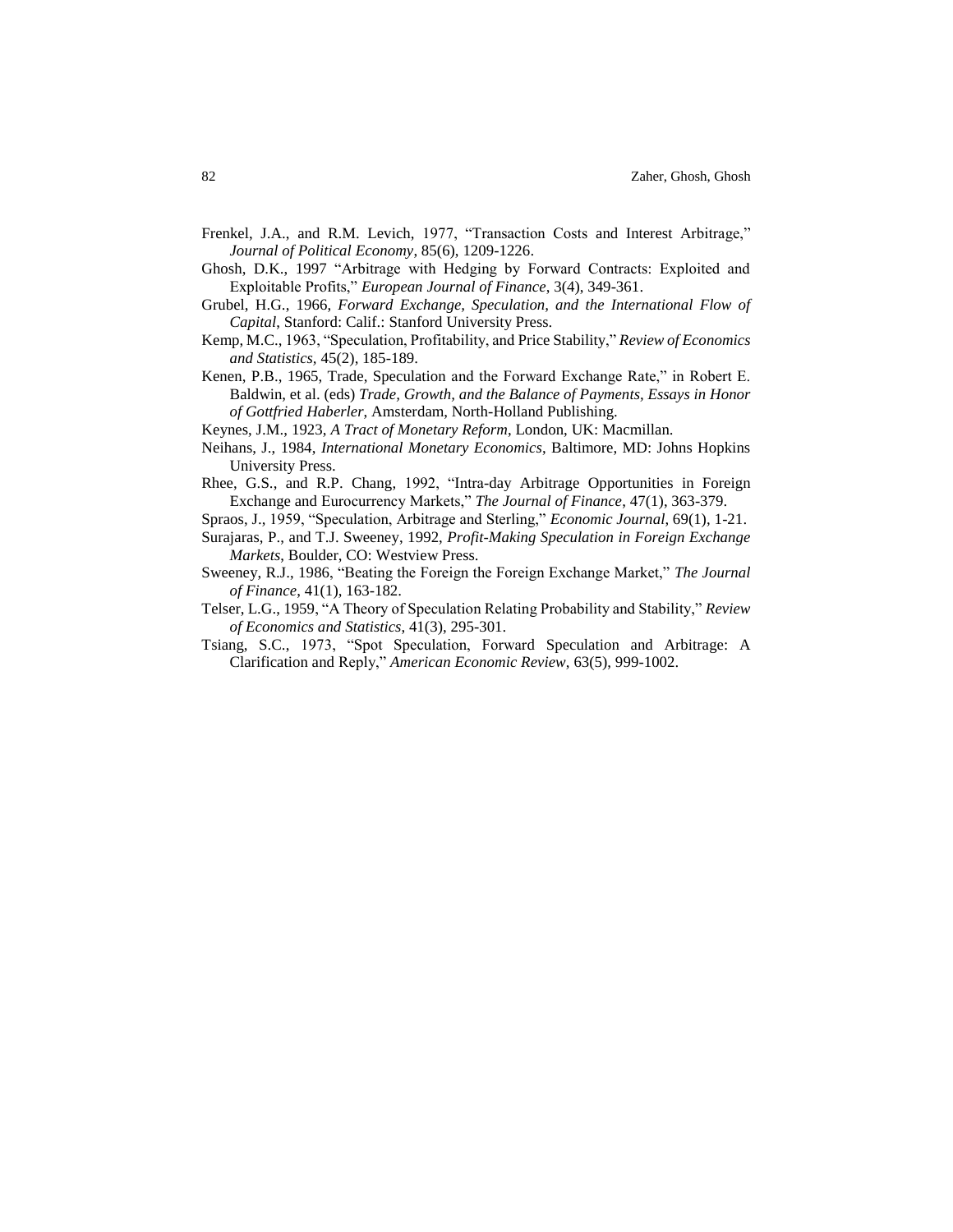Frenkel, J.A., and R.M. Levich, 1977, "Transaction Costs and Interest Arbitrage," *Journal of Political Economy*, 85(6), 1209-1226.

Ghosh, D.K., 1997 "Arbitrage with Hedging by Forward Contracts: Exploited and Exploitable Profits," *European Journal of Finance*, 3(4), 349-361.

Grubel, H.G., 1966, *Forward Exchange, Speculation, and the International Flow of Capital*, Stanford: Calif.: Stanford University Press.

Kemp, M.C., 1963, "Speculation, Profitability, and Price Stability," *Review of Economics and Statistics*, 45(2), 185-189.

Kenen, P.B., 1965, Trade, Speculation and the Forward Exchange Rate," in Robert E. Baldwin, et al. (eds) *Trade, Growth, and the Balance of Payments, Essays in Honor of Gottfried Haberler*, Amsterdam, North-Holland Publishing.

Keynes, J.M., 1923, *A Tract of Monetary Reform*, London, UK: Macmillan.

Neihans, J., 1984, *International Monetary Economics*, Baltimore, MD: Johns Hopkins University Press.

Rhee, G.S., and R.P. Chang, 1992, "Intra-day Arbitrage Opportunities in Foreign Exchange and Eurocurrency Markets," *The Journal of Finance*, 47(1), 363-379.

Spraos, J., 1959, "Speculation, Arbitrage and Sterling," *Economic Journal*, 69(1), 1-21.

Surajaras, P., and T.J. Sweeney, 1992, *Profit-Making Speculation in Foreign Exchange Markets*, Boulder, CO: Westview Press.

Sweeney, R.J., 1986, "Beating the Foreign the Foreign Exchange Market," *The Journal of Finance*, 41(1), 163-182.

Telser, L.G., 1959, "A Theory of Speculation Relating Probability and Stability," *Review of Economics and Statistics*, 41(3), 295-301.

Tsiang, S.C., 1973, "Spot Speculation, Forward Speculation and Arbitrage: A Clarification and Reply," *American Economic Review*, 63(5), 999-1002.